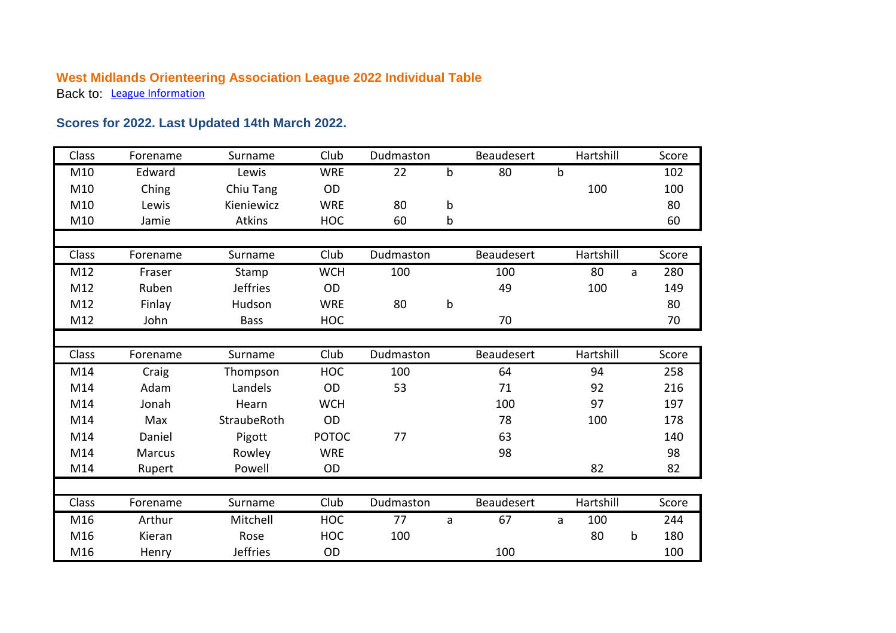## West Midlands Orienteering Association League 2022 Individual Table

Back to: League Information

### Scores for 2022. Last Updated 14th March 2022.

| Class | Forename | Surname | Club | Dudmaston | | Beaudesert | | Hartshill | | Score |
|---|---|---|---|---|---|---|---|---|---|---|
| M10 | Edward | Lewis | WRE | 22 | b | 80 | b | | | 102 |
| M10 | Ching | Chiu Tang | OD | | | | | 100 | | 100 |
| M10 | Lewis | Kieniewicz | WRE | 80 | b | | | | | 80 |
| M10 | Jamie | Atkins | HOC | 60 | b | | | | | 60 |

| Class | Forename | Surname | Club | Dudmaston | | Beaudesert | | Hartshill | | Score |
|---|---|---|---|---|---|---|---|---|---|---|
| M12 | Fraser | Stamp | WCH | 100 | | 100 | | 80 | a | 280 |
| M12 | Ruben | Jeffries | OD | | | 49 | | 100 | | 149 |
| M12 | Finlay | Hudson | WRE | 80 | b | | | | | 80 |
| M12 | John | Bass | HOC | | | 70 | | | | 70 |

| Class | Forename | Surname | Club | Dudmaston | | Beaudesert | | Hartshill | | Score |
|---|---|---|---|---|---|---|---|---|---|---|
| M14 | Craig | Thompson | HOC | 100 | | 64 | | 94 | | 258 |
| M14 | Adam | Landels | OD | 53 | | 71 | | 92 | | 216 |
| M14 | Jonah | Hearn | WCH | | | 100 | | 97 | | 197 |
| M14 | Max | StraubeRoth | OD | | | 78 | | 100 | | 178 |
| M14 | Daniel | Pigott | POTOC | 77 | | 63 | | | | 140 |
| M14 | Marcus | Rowley | WRE | | | 98 | | | | 98 |
| M14 | Rupert | Powell | OD | | | | | 82 | | 82 |

| Class | Forename | Surname | Club | Dudmaston | | Beaudesert | | Hartshill | | Score |
|---|---|---|---|---|---|---|---|---|---|---|
| M16 | Arthur | Mitchell | HOC | 77 | a | 67 | a | 100 | | 244 |
| M16 | Kieran | Rose | HOC | 100 | | | | 80 | b | 180 |
| M16 | Henry | Jeffries | OD | | | 100 | | | | 100 |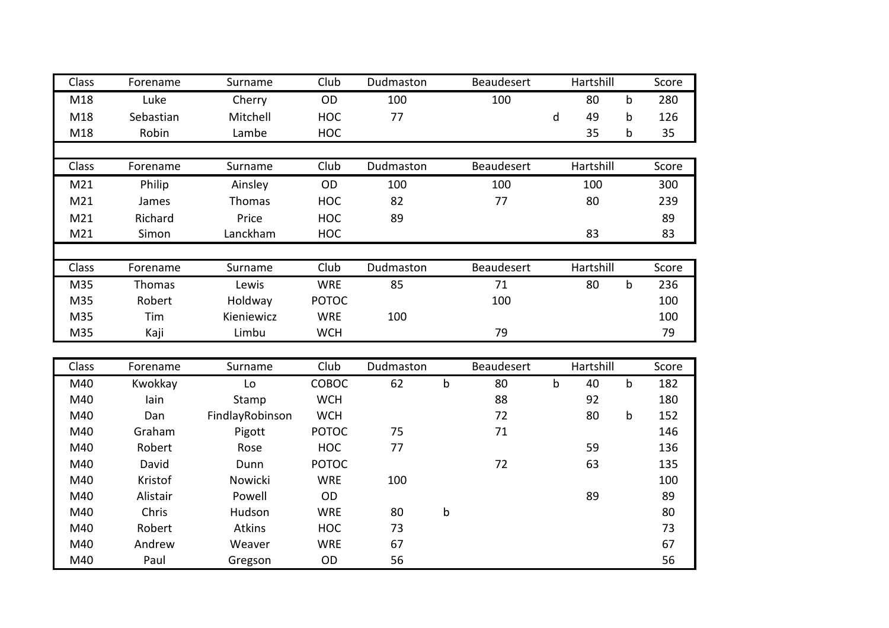| Class | Forename | Surname | Club | Dudmaston | | Beaudesert | | Hartshill | | Score |
|---|---|---|---|---|---|---|---|---|---|---|
| M18 | Luke | Cherry | OD | 100 | | 100 | | 80 | b | 280 |
| M18 | Sebastian | Mitchell | HOC | 77 | | | d | 49 | b | 126 |
| M18 | Robin | Lambe | HOC | | | | | 35 | b | 35 |

| Class | Forename | Surname | Club | Dudmaston | | Beaudesert | | Hartshill | | Score |
|---|---|---|---|---|---|---|---|---|---|---|
| M21 | Philip | Ainsley | OD | 100 | | 100 | | 100 | | 300 |
| M21 | James | Thomas | HOC | 82 | | 77 | | 80 | | 239 |
| M21 | Richard | Price | HOC | 89 | | | | | | 89 |
| M21 | Simon | Lanckham | HOC | | | | | 83 | | 83 |

| Class | Forename | Surname | Club | Dudmaston | | Beaudesert | | Hartshill | | Score |
|---|---|---|---|---|---|---|---|---|---|---|
| M35 | Thomas | Lewis | WRE | 85 | | 71 | | 80 | b | 236 |
| M35 | Robert | Holdway | POTOC | | | 100 | | | | 100 |
| M35 | Tim | Kieniewicz | WRE | 100 | | | | | | 100 |
| M35 | Kaji | Limbu | WCH | | | 79 | | | | 79 |

| Class | Forename | Surname | Club | Dudmaston | | Beaudesert | | Hartshill | | Score |
|---|---|---|---|---|---|---|---|---|---|---|
| M40 | Kwokkay | Lo | COBOC | 62 | b | 80 | b | 40 | b | 182 |
| M40 | Iain | Stamp | WCH | | | 88 | | 92 | | 180 |
| M40 | Dan | FindlayRobinson | WCH | | | 72 | | 80 | b | 152 |
| M40 | Graham | Pigott | POTOC | 75 | | 71 | | | | 146 |
| M40 | Robert | Rose | HOC | 77 | | | | 59 | | 136 |
| M40 | David | Dunn | POTOC | | | 72 | | 63 | | 135 |
| M40 | Kristof | Nowicki | WRE | 100 | | | | | | 100 |
| M40 | Alistair | Powell | OD | | | | | 89 | | 89 |
| M40 | Chris | Hudson | WRE | 80 | b | | | | | 80 |
| M40 | Robert | Atkins | HOC | 73 | | | | | | 73 |
| M40 | Andrew | Weaver | WRE | 67 | | | | | | 67 |
| M40 | Paul | Gregson | OD | 56 | | | | | | 56 |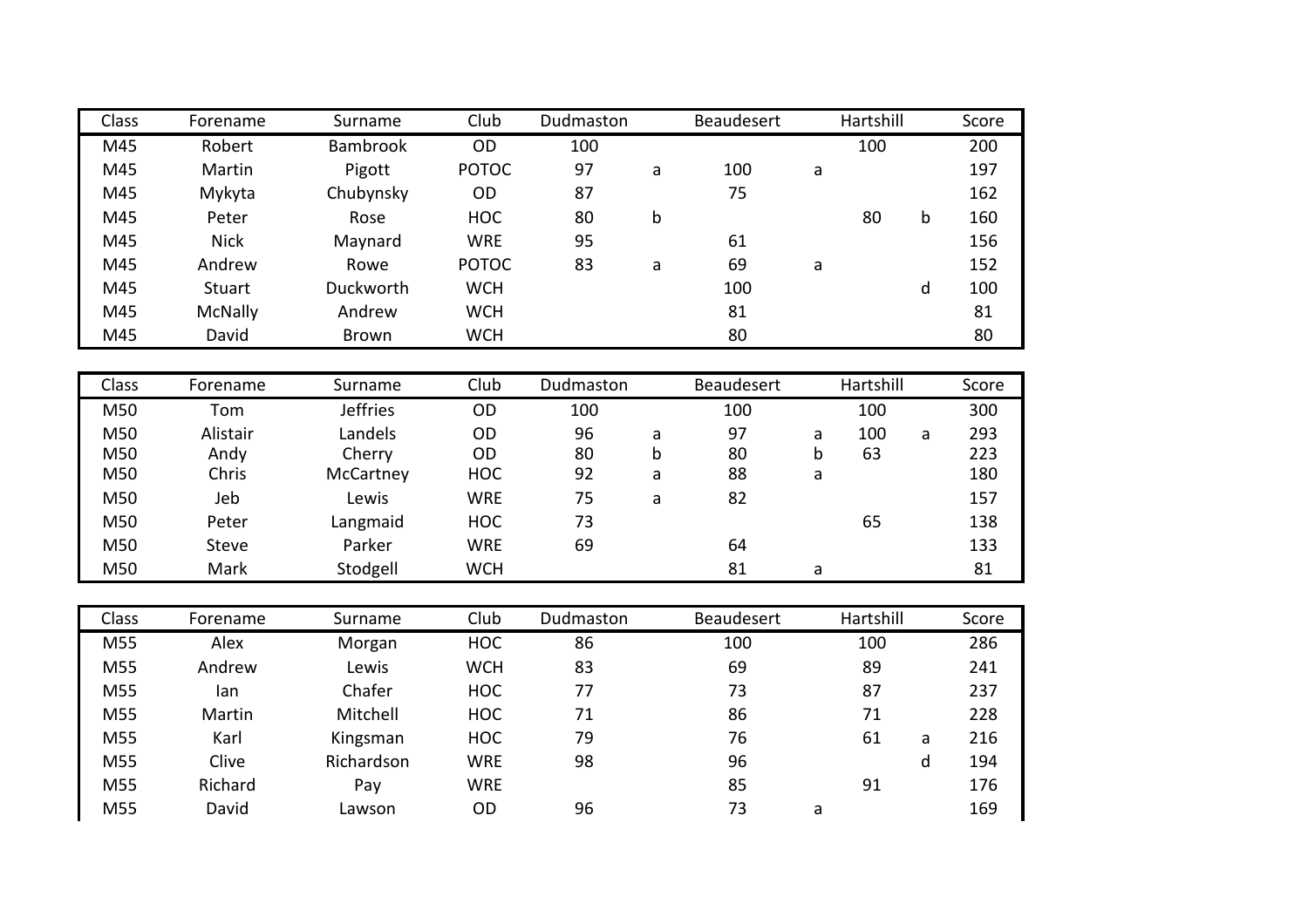| Class | Forename | Surname | Club | Dudmaston | | Beaudesert | | Hartshill | | Score |
|---|---|---|---|---|---|---|---|---|---|---|
| M45 | Robert | Bambrook | OD | 100 | | | | 100 | | 200 |
| M45 | Martin | Pigott | POTOC | 97 | a | 100 | a | | | 197 |
| M45 | Mykyta | Chubynsky | OD | 87 | | 75 | | | | 162 |
| M45 | Peter | Rose | HOC | 80 | b | | | 80 | b | 160 |
| M45 | Nick | Maynard | WRE | 95 | | 61 | | | | 156 |
| M45 | Andrew | Rowe | POTOC | 83 | a | 69 | a | | | 152 |
| M45 | Stuart | Duckworth | WCH | | | 100 | | | d | 100 |
| M45 | McNally | Andrew | WCH | | | 81 | | | | 81 |
| M45 | David | Brown | WCH | | | 80 | | | | 80 |

| Class | Forename | Surname | Club | Dudmaston | | Beaudesert | | Hartshill | | Score |
|---|---|---|---|---|---|---|---|---|---|---|
| M50 | Tom | Jeffries | OD | 100 | | 100 | | 100 | | 300 |
| M50 | Alistair | Landels | OD | 96 | a | 97 | a | 100 | a | 293 |
| M50 | Andy | Cherry | OD | 80 | b | 80 | b | 63 | | 223 |
| M50 | Chris | McCartney | HOC | 92 | a | 88 | a | | | 180 |
| M50 | Jeb | Lewis | WRE | 75 | a | 82 | | | | 157 |
| M50 | Peter | Langmaid | HOC | 73 | | | | 65 | | 138 |
| M50 | Steve | Parker | WRE | 69 | | 64 | | | | 133 |
| M50 | Mark | Stodgell | WCH | | | 81 | a | | | 81 |

| Class | Forename | Surname | Club | Dudmaston | | Beaudesert | | Hartshill | | Score |
|---|---|---|---|---|---|---|---|---|---|---|
| M55 | Alex | Morgan | HOC | 86 | | 100 | | 100 | | 286 |
| M55 | Andrew | Lewis | WCH | 83 | | 69 | | 89 | | 241 |
| M55 | Ian | Chafer | HOC | 77 | | 73 | | 87 | | 237 |
| M55 | Martin | Mitchell | HOC | 71 | | 86 | | 71 | | 228 |
| M55 | Karl | Kingsman | HOC | 79 | | 76 | | 61 | a | 216 |
| M55 | Clive | Richardson | WRE | 98 | | 96 | | | d | 194 |
| M55 | Richard | Pay | WRE | | | 85 | | 91 | | 176 |
| M55 | David | Lawson | OD | 96 | | 73 | a | | | 169 |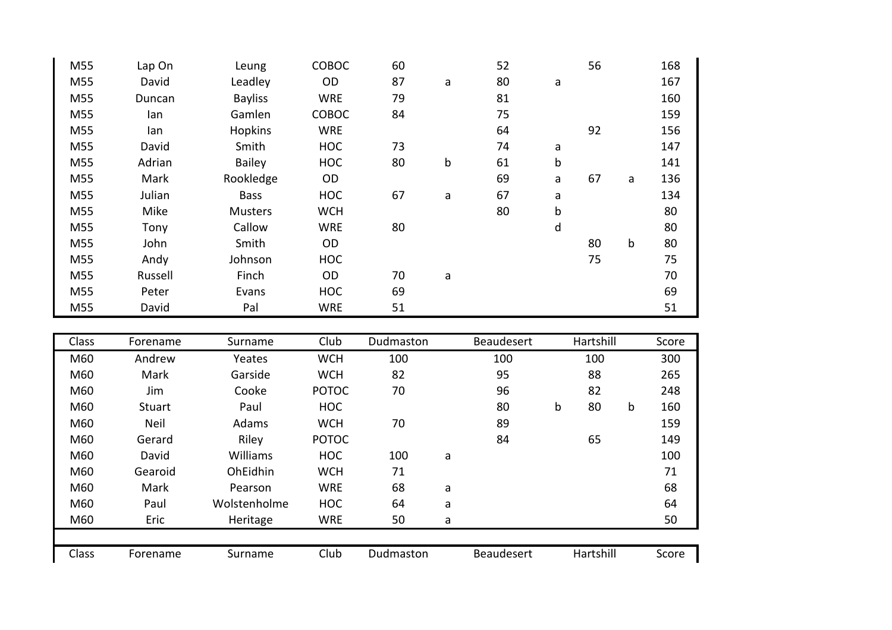| | | | | | | | | | | |
|---|---|---|---|---|---|---|---|---|---|---|
| M55 | Lap On | Leung | COBOC | 60 | | 52 | | 56 | | 168 |
| M55 | David | Leadley | OD | 87 | a | 80 | a | | | 167 |
| M55 | Duncan | Bayliss | WRE | 79 | | 81 | | | | 160 |
| M55 | Ian | Gamlen | COBOC | 84 | | 75 | | | | 159 |
| M55 | Ian | Hopkins | WRE | | | 64 | | 92 | | 156 |
| M55 | David | Smith | HOC | 73 | | 74 | a | | | 147 |
| M55 | Adrian | Bailey | HOC | 80 | b | 61 | b | | | 141 |
| M55 | Mark | Rookledge | OD | | | 69 | a | 67 | a | 136 |
| M55 | Julian | Bass | HOC | 67 | a | 67 | a | | | 134 |
| M55 | Mike | Musters | WCH | | | 80 | b | | | 80 |
| M55 | Tony | Callow | WRE | 80 | | | d | | | 80 |
| M55 | John | Smith | OD | | | | | 80 | b | 80 |
| M55 | Andy | Johnson | HOC | | | | | 75 | | 75 |
| M55 | Russell | Finch | OD | 70 | a | | | | | 70 |
| M55 | Peter | Evans | HOC | 69 | | | | | | 69 |
| M55 | David | Pal | WRE | 51 | | | | | | 51 |

| Class | Forename | Surname | Club | Dudmaston | | Beaudesert | | Hartshill | | Score |
|---|---|---|---|---|---|---|---|---|---|---|
| M60 | Andrew | Yeates | WCH | 100 | | 100 | | 100 | | 300 |
| M60 | Mark | Garside | WCH | 82 | | 95 | | 88 | | 265 |
| M60 | Jim | Cooke | POTOC | 70 | | 96 | | 82 | | 248 |
| M60 | Stuart | Paul | HOC | | | 80 | b | 80 | b | 160 |
| M60 | Neil | Adams | WCH | 70 | | 89 | | | | 159 |
| M60 | Gerard | Riley | POTOC | | | 84 | | 65 | | 149 |
| M60 | David | Williams | HOC | 100 | a | | | | | 100 |
| M60 | Gearoid | OhEidhin | WCH | 71 | | | | | | 71 |
| M60 | Mark | Pearson | WRE | 68 | a | | | | | 68 |
| M60 | Paul | Wolstenholme | HOC | 64 | a | | | | | 64 |
| M60 | Eric | Heritage | WRE | 50 | a | | | | | 50 |

| Class | Forename | Surname | Club | Dudmaston | | Beaudesert | | Hartshill | | Score |
|---|---|---|---|---|---|---|---|---|---|---|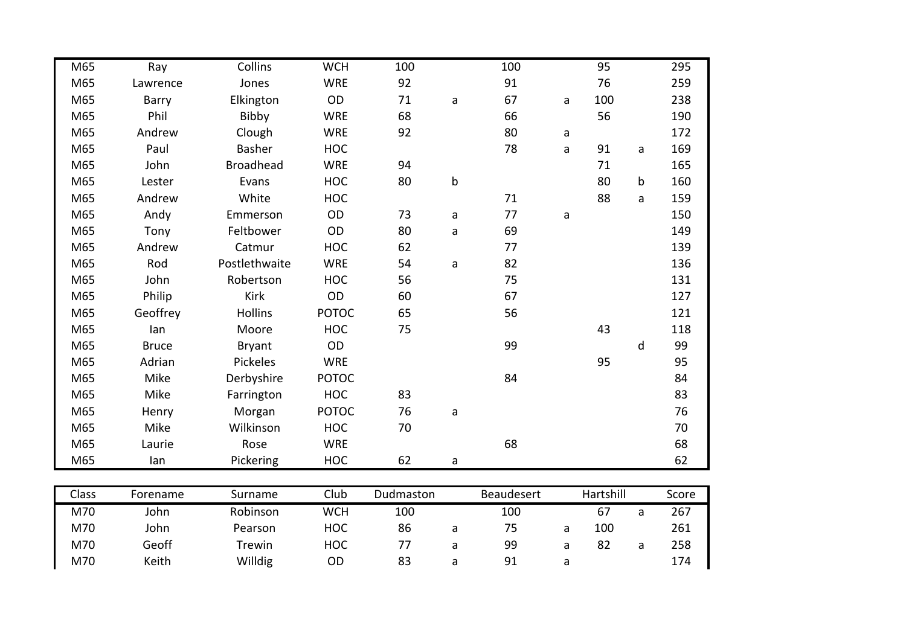| | | | | | | | | | | |
|---|---|---|---|---|---|---|---|---|---|---|
| M65 | Ray | Collins | WCH | 100 | | 100 | | 95 | | 295 |
| M65 | Lawrence | Jones | WRE | 92 | | 91 | | 76 | | 259 |
| M65 | Barry | Elkington | OD | 71 | a | 67 | a | 100 | | 238 |
| M65 | Phil | Bibby | WRE | 68 | | 66 | | 56 | | 190 |
| M65 | Andrew | Clough | WRE | 92 | | 80 | a | | | 172 |
| M65 | Paul | Basher | HOC | | | 78 | a | 91 | a | 169 |
| M65 | John | Broadhead | WRE | 94 | | | | 71 | | 165 |
| M65 | Lester | Evans | HOC | 80 | b | | | 80 | b | 160 |
| M65 | Andrew | White | HOC | | | 71 | | 88 | a | 159 |
| M65 | Andy | Emmerson | OD | 73 | a | 77 | a | | | 150 |
| M65 | Tony | Feltbower | OD | 80 | a | 69 | | | | 149 |
| M65 | Andrew | Catmur | HOC | 62 | | 77 | | | | 139 |
| M65 | Rod | Postlethwaite | WRE | 54 | a | 82 | | | | 136 |
| M65 | John | Robertson | HOC | 56 | | 75 | | | | 131 |
| M65 | Philip | Kirk | OD | 60 | | 67 | | | | 127 |
| M65 | Geoffrey | Hollins | POTOC | 65 | | 56 | | | | 121 |
| M65 | Ian | Moore | HOC | 75 | | | | 43 | | 118 |
| M65 | Bruce | Bryant | OD | | | 99 | | | d | 99 |
| M65 | Adrian | Pickeles | WRE | | | | | 95 | | 95 |
| M65 | Mike | Derbyshire | POTOC | | | 84 | | | | 84 |
| M65 | Mike | Farrington | HOC | 83 | | | | | | 83 |
| M65 | Henry | Morgan | POTOC | 76 | a | | | | | 76 |
| M65 | Mike | Wilkinson | HOC | 70 | | | | | | 70 |
| M65 | Laurie | Rose | WRE | | | 68 | | | | 68 |
| M65 | Ian | Pickering | HOC | 62 | a | | | | | 62 |

| Class | Forename | Surname | Club | Dudmaston | | Beaudesert | | Hartshill | | Score |
|---|---|---|---|---|---|---|---|---|---|---|
| M70 | John | Robinson | WCH | 100 | | 100 | | 67 | a | 267 |
| M70 | John | Pearson | HOC | 86 | a | 75 | a | 100 | | 261 |
| M70 | Geoff | Trewin | HOC | 77 | a | 99 | a | 82 | a | 258 |
| M70 | Keith | Willdig | OD | 83 | a | 91 | a | | | 174 |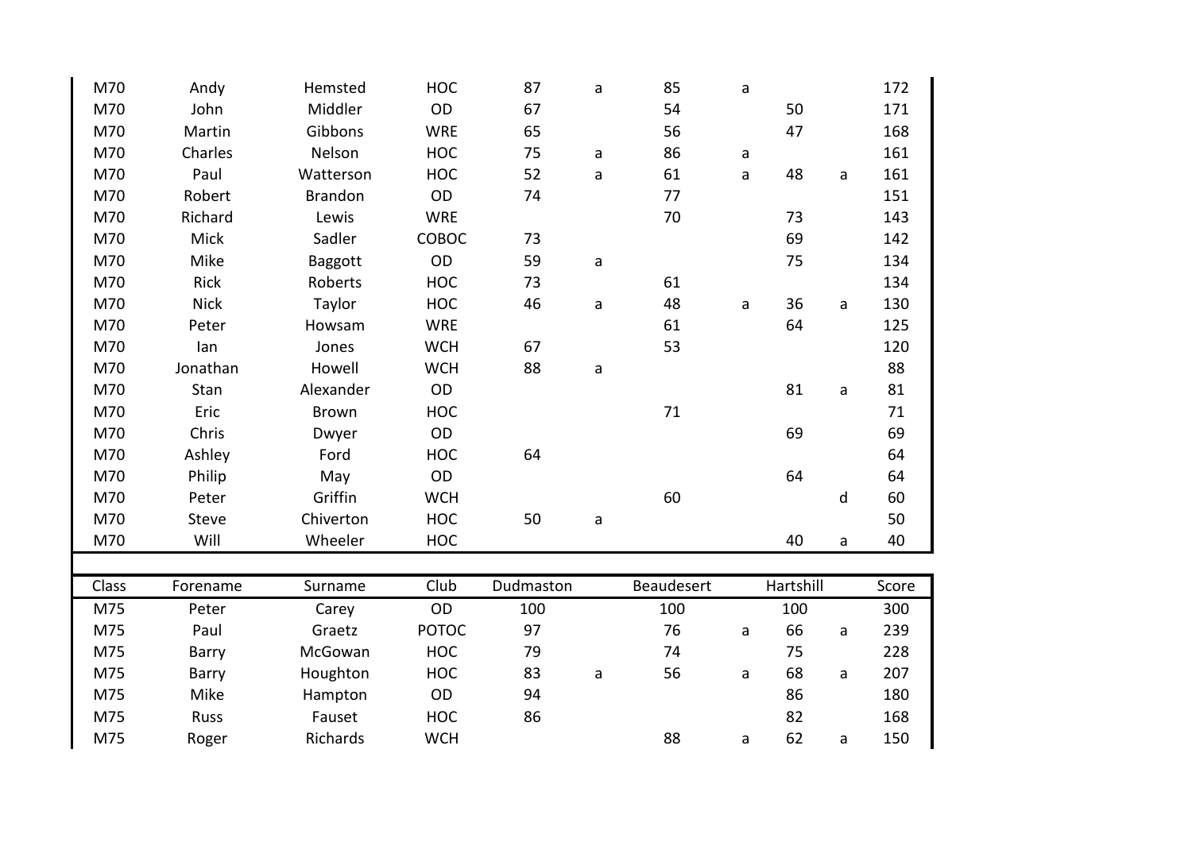| | | | | | | | | | | |
|---|---|---|---|---|---|---|---|---|---|---|
| M70 | Andy | Hemsted | HOC | 87 | a | 85 | a | | | 172 |
| M70 | John | Middler | OD | 67 | | 54 | | 50 | | 171 |
| M70 | Martin | Gibbons | WRE | 65 | | 56 | | 47 | | 168 |
| M70 | Charles | Nelson | HOC | 75 | a | 86 | a | | | 161 |
| M70 | Paul | Watterson | HOC | 52 | a | 61 | a | 48 | a | 161 |
| M70 | Robert | Brandon | OD | 74 | | 77 | | | | 151 |
| M70 | Richard | Lewis | WRE | | | 70 | | 73 | | 143 |
| M70 | Mick | Sadler | COBOC | 73 | | | | 69 | | 142 |
| M70 | Mike | Baggott | OD | 59 | a | | | 75 | | 134 |
| M70 | Rick | Roberts | HOC | 73 | | 61 | | | | 134 |
| M70 | Nick | Taylor | HOC | 46 | a | 48 | a | 36 | a | 130 |
| M70 | Peter | Howsam | WRE | | | 61 | | 64 | | 125 |
| M70 | Ian | Jones | WCH | 67 | | 53 | | | | 120 |
| M70 | Jonathan | Howell | WCH | 88 | a | | | | | 88 |
| M70 | Stan | Alexander | OD | | | | | 81 | a | 81 |
| M70 | Eric | Brown | HOC | | | 71 | | | | 71 |
| M70 | Chris | Dwyer | OD | | | | | 69 | | 69 |
| M70 | Ashley | Ford | HOC | 64 | | | | | | 64 |
| M70 | Philip | May | OD | | | | | 64 | | 64 |
| M70 | Peter | Griffin | WCH | | | 60 | | | d | 60 |
| M70 | Steve | Chiverton | HOC | 50 | a | | | | | 50 |
| M70 | Will | Wheeler | HOC | | | | | 40 | a | 40 |

| Class | Forename | Surname | Club | Dudmaston | | Beaudesert | | Hartshill | | Score |
|---|---|---|---|---|---|---|---|---|---|---|
| M75 | Peter | Carey | OD | 100 | | 100 | | 100 | | 300 |
| M75 | Paul | Graetz | POTOC | 97 | | 76 | a | 66 | a | 239 |
| M75 | Barry | McGowan | HOC | 79 | | 74 | | 75 | | 228 |
| M75 | Barry | Houghton | HOC | 83 | a | 56 | a | 68 | a | 207 |
| M75 | Mike | Hampton | OD | 94 | | | | 86 | | 180 |
| M75 | Russ | Fauset | HOC | 86 | | | | 82 | | 168 |
| M75 | Roger | Richards | WCH | | | 88 | a | 62 | a | 150 |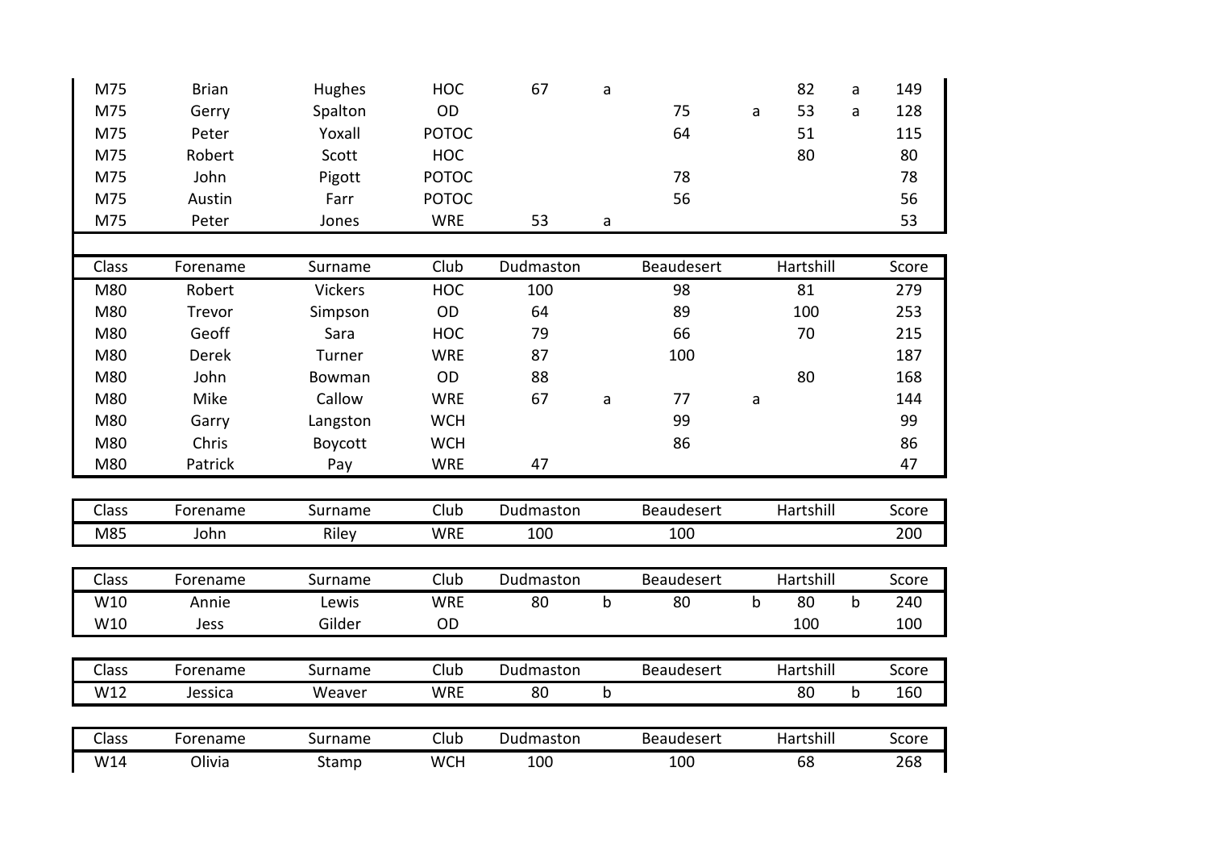| Class | Forename | Surname | Club | Dudmaston | | Beaudesert | | Hartshill | | Score |
|---|---|---|---|---|---|---|---|---|---|---|
| M75 | Brian | Hughes | HOC | 67 | a | | | 82 | a | 149 |
| M75 | Gerry | Spalton | OD | | | 75 | a | 53 | a | 128 |
| M75 | Peter | Yoxall | POTOC | | | 64 | | 51 | | 115 |
| M75 | Robert | Scott | HOC | | | | | 80 | | 80 |
| M75 | John | Pigott | POTOC | | | 78 | | | | 78 |
| M75 | Austin | Farr | POTOC | | | 56 | | | | 56 |
| M75 | Peter | Jones | WRE | 53 | a | | | | | 53 |

| Class | Forename | Surname | Club | Dudmaston | | Beaudesert | | Hartshill | | Score |
|---|---|---|---|---|---|---|---|---|---|---|
| M80 | Robert | Vickers | HOC | 100 | | 98 | | 81 | | 279 |
| M80 | Trevor | Simpson | OD | 64 | | 89 | | 100 | | 253 |
| M80 | Geoff | Sara | HOC | 79 | | 66 | | 70 | | 215 |
| M80 | Derek | Turner | WRE | 87 | | 100 | | | | 187 |
| M80 | John | Bowman | OD | 88 | | | | 80 | | 168 |
| M80 | Mike | Callow | WRE | 67 | a | 77 | a | | | 144 |
| M80 | Garry | Langston | WCH | | | 99 | | | | 99 |
| M80 | Chris | Boycott | WCH | | | 86 | | | | 86 |
| M80 | Patrick | Pay | WRE | 47 | | | | | | 47 |

| Class | Forename | Surname | Club | Dudmaston | | Beaudesert | | Hartshill | | Score |
|---|---|---|---|---|---|---|---|---|---|---|
| M85 | John | Riley | WRE | 100 | | 100 | | | | 200 |

| Class | Forename | Surname | Club | Dudmaston | | Beaudesert | | Hartshill | | Score |
|---|---|---|---|---|---|---|---|---|---|---|
| W10 | Annie | Lewis | WRE | 80 | b | 80 | b | 80 | b | 240 |
| W10 | Jess | Gilder | OD | | | | | 100 | | 100 |

| Class | Forename | Surname | Club | Dudmaston | | Beaudesert | | Hartshill | | Score |
|---|---|---|---|---|---|---|---|---|---|---|
| W12 | Jessica | Weaver | WRE | 80 | b | | | 80 | b | 160 |

| Class | Forename | Surname | Club | Dudmaston | | Beaudesert | | Hartshill | | Score |
|---|---|---|---|---|---|---|---|---|---|---|
| W14 | Olivia | Stamp | WCH | 100 | | 100 | | 68 | | 268 |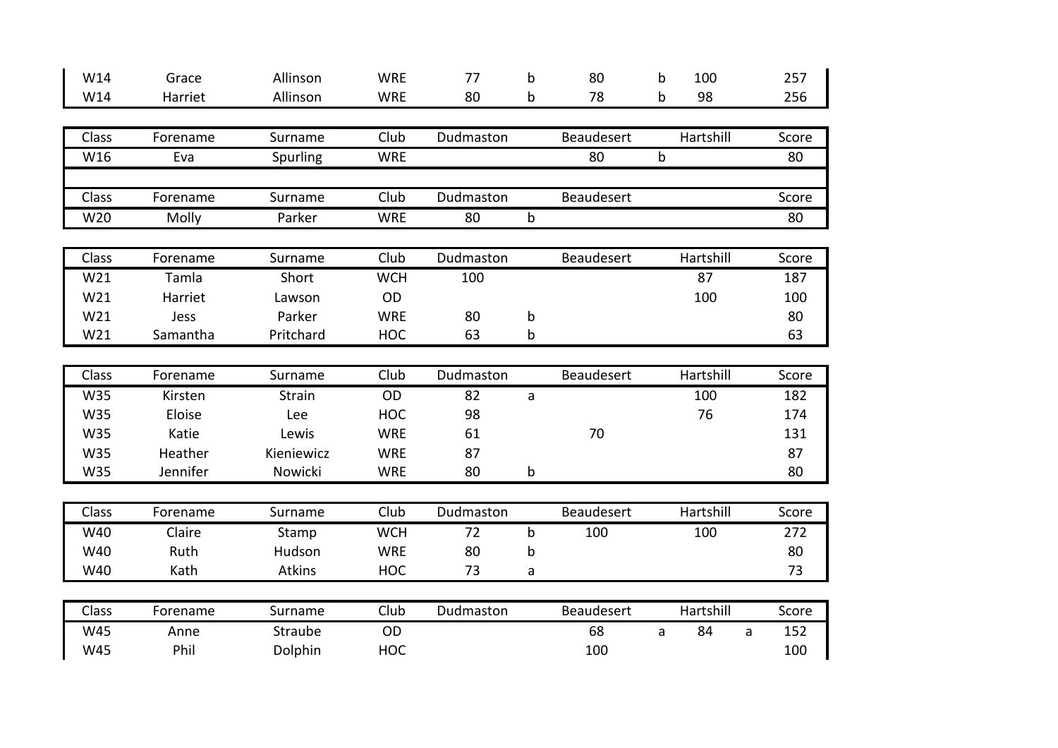| W14 | Grace | Allinson | WRE | 77 | b | 80 | b | 100 | | 257 |
|---|---|---|---|---|---|---|---|---|---|---|
| W14 | Harriet | Allinson | WRE | 80 | b | 78 | b | 98 | | 256 |

| Class | Forename | Surname | Club | Dudmaston | | Beaudesert | | Hartshill | | Score |
|---|---|---|---|---|---|---|---|---|---|---|
| W16 | Eva | Spurling | WRE | | | 80 | b | | | 80 |
| | | | | | | | | | | |

| Class | Forename | Surname | Club | Dudmaston | | Beaudesert | | | | Score |
|---|---|---|---|---|---|---|---|---|---|---|
| W20 | Molly | Parker | WRE | 80 | b | | | | | 80 |

| Class | Forename | Surname | Club | Dudmaston | | Beaudesert | | Hartshill | | Score |
|---|---|---|---|---|---|---|---|---|---|---|
| W21 | Tamla | Short | WCH | 100 | | | | 87 | | 187 |
| W21 | Harriet | Lawson | OD | | | | | 100 | | 100 |
| W21 | Jess | Parker | WRE | 80 | b | | | | | 80 |
| W21 | Samantha | Pritchard | HOC | 63 | b | | | | | 63 |

| Class | Forename | Surname | Club | Dudmaston | | Beaudesert | | Hartshill | | Score |
|---|---|---|---|---|---|---|---|---|---|---|
| W35 | Kirsten | Strain | OD | 82 | a | | | 100 | | 182 |
| W35 | Eloise | Lee | HOC | 98 | | | | 76 | | 174 |
| W35 | Katie | Lewis | WRE | 61 | | 70 | | | | 131 |
| W35 | Heather | Kieniewicz | WRE | 87 | | | | | | 87 |
| W35 | Jennifer | Nowicki | WRE | 80 | b | | | | | 80 |

| Class | Forename | Surname | Club | Dudmaston | | Beaudesert | | Hartshill | | Score |
|---|---|---|---|---|---|---|---|---|---|---|
| W40 | Claire | Stamp | WCH | 72 | b | 100 | | 100 | | 272 |
| W40 | Ruth | Hudson | WRE | 80 | b | | | | | 80 |
| W40 | Kath | Atkins | HOC | 73 | a | | | | | 73 |

| Class | Forename | Surname | Club | Dudmaston | | Beaudesert | | Hartshill | | Score |
|---|---|---|---|---|---|---|---|---|---|---|
| W45 | Anne | Straube | OD | | | 68 | a | 84 | a | 152 |
| W45 | Phil | Dolphin | HOC | | | 100 | | | | 100 |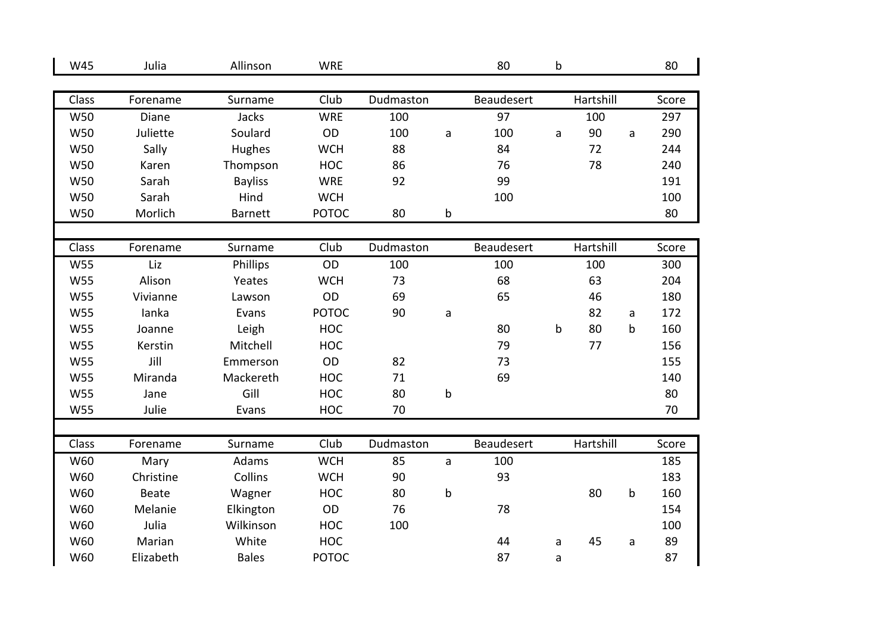| Class | Forename | Surname | Club | Dudmaston | | Beaudesert | | Hartshill | | Score |
|---|---|---|---|---|---|---|---|---|---|---|
| W45 | Julia | Allinson | WRE | | | 80 | b | | | 80 |

| Class | Forename | Surname | Club | Dudmaston | | Beaudesert | | Hartshill | | Score |
|---|---|---|---|---|---|---|---|---|---|---|
| W50 | Diane | Jacks | WRE | 100 | | 97 | | 100 | | 297 |
| W50 | Juliette | Soulard | OD | 100 | a | 100 | a | 90 | a | 290 |
| W50 | Sally | Hughes | WCH | 88 | | 84 | | 72 | | 244 |
| W50 | Karen | Thompson | HOC | 86 | | 76 | | 78 | | 240 |
| W50 | Sarah | Bayliss | WRE | 92 | | 99 | | | | 191 |
| W50 | Sarah | Hind | WCH | | | 100 | | | | 100 |
| W50 | Morlich | Barnett | POTOC | 80 | b | | | | | 80 |

| Class | Forename | Surname | Club | Dudmaston | | Beaudesert | | Hartshill | | Score |
|---|---|---|---|---|---|---|---|---|---|---|
| W55 | Liz | Phillips | OD | 100 | | 100 | | 100 | | 300 |
| W55 | Alison | Yeates | WCH | 73 | | 68 | | 63 | | 204 |
| W55 | Vivianne | Lawson | OD | 69 | | 65 | | 46 | | 180 |
| W55 | Ianka | Evans | POTOC | 90 | a | | | 82 | a | 172 |
| W55 | Joanne | Leigh | HOC | | | 80 | b | 80 | b | 160 |
| W55 | Kerstin | Mitchell | HOC | | | 79 | | 77 | | 156 |
| W55 | Jill | Emmerson | OD | 82 | | 73 | | | | 155 |
| W55 | Miranda | Mackereth | HOC | 71 | | 69 | | | | 140 |
| W55 | Jane | Gill | HOC | 80 | b | | | | | 80 |
| W55 | Julie | Evans | HOC | 70 | | | | | | 70 |

| Class | Forename | Surname | Club | Dudmaston | | Beaudesert | | Hartshill | | Score |
|---|---|---|---|---|---|---|---|---|---|---|
| W60 | Mary | Adams | WCH | 85 | a | 100 | | | | 185 |
| W60 | Christine | Collins | WCH | 90 | | 93 | | | | 183 |
| W60 | Beate | Wagner | HOC | 80 | b | | | 80 | b | 160 |
| W60 | Melanie | Elkington | OD | 76 | | 78 | | | | 154 |
| W60 | Julia | Wilkinson | HOC | 100 | | | | | | 100 |
| W60 | Marian | White | HOC | | | 44 | a | 45 | a | 89 |
| W60 | Elizabeth | Bales | POTOC | | | 87 | a | | | 87 |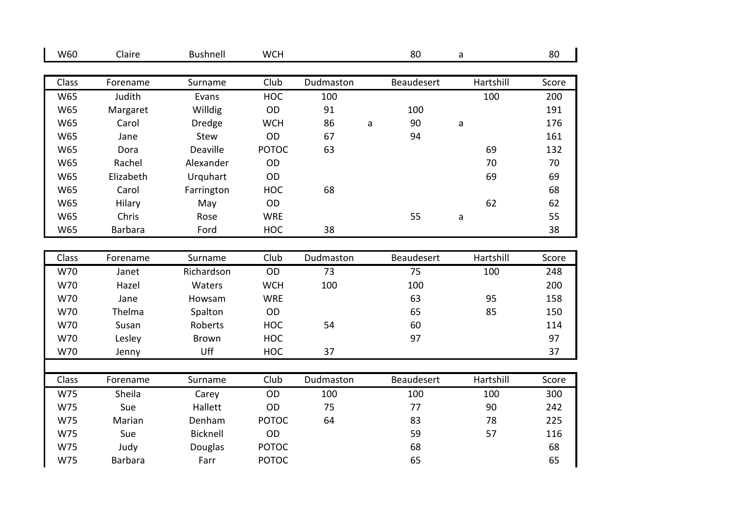| | | | | | | | | | |
|---|---|---|---|---|---|---|---|---|---|
| W60 | Claire | Bushnell | WCH | | | 80 | a | | 80 |

| Class | Forename | Surname | Club | Dudmaston | | Beaudesert | | Hartshill | Score |
|---|---|---|---|---|---|---|---|---|---|
| W65 | Judith | Evans | HOC | 100 | | | | 100 | 200 |
| W65 | Margaret | Willdig | OD | 91 | | 100 | | | 191 |
| W65 | Carol | Dredge | WCH | 86 | a | 90 | a | | 176 |
| W65 | Jane | Stew | OD | 67 | | 94 | | | 161 |
| W65 | Dora | Deaville | POTOC | 63 | | | | 69 | 132 |
| W65 | Rachel | Alexander | OD | | | | | 70 | 70 |
| W65 | Elizabeth | Urquhart | OD | | | | | 69 | 69 |
| W65 | Carol | Farrington | HOC | 68 | | | | | 68 |
| W65 | Hilary | May | OD | | | | | 62 | 62 |
| W65 | Chris | Rose | WRE | | | 55 | a | | 55 |
| W65 | Barbara | Ford | HOC | 38 | | | | | 38 |

| Class | Forename | Surname | Club | Dudmaston | | Beaudesert | | Hartshill | Score |
|---|---|---|---|---|---|---|---|---|---|
| W70 | Janet | Richardson | OD | 73 | | 75 | | 100 | 248 |
| W70 | Hazel | Waters | WCH | 100 | | 100 | | | 200 |
| W70 | Jane | Howsam | WRE | | | 63 | | 95 | 158 |
| W70 | Thelma | Spalton | OD | | | 65 | | 85 | 150 |
| W70 | Susan | Roberts | HOC | 54 | | 60 | | | 114 |
| W70 | Lesley | Brown | HOC | | | 97 | | | 97 |
| W70 | Jenny | Uff | HOC | 37 | | | | | 37 |

| Class | Forename | Surname | Club | Dudmaston | | Beaudesert | | Hartshill | Score |
|---|---|---|---|---|---|---|---|---|---|
| W75 | Sheila | Carey | OD | 100 | | 100 | | 100 | 300 |
| W75 | Sue | Hallett | OD | 75 | | 77 | | 90 | 242 |
| W75 | Marian | Denham | POTOC | 64 | | 83 | | 78 | 225 |
| W75 | Sue | Bicknell | OD | | | 59 | | 57 | 116 |
| W75 | Judy | Douglas | POTOC | | | 68 | | | 68 |
| W75 | Barbara | Farr | POTOC | | | 65 | | | 65 |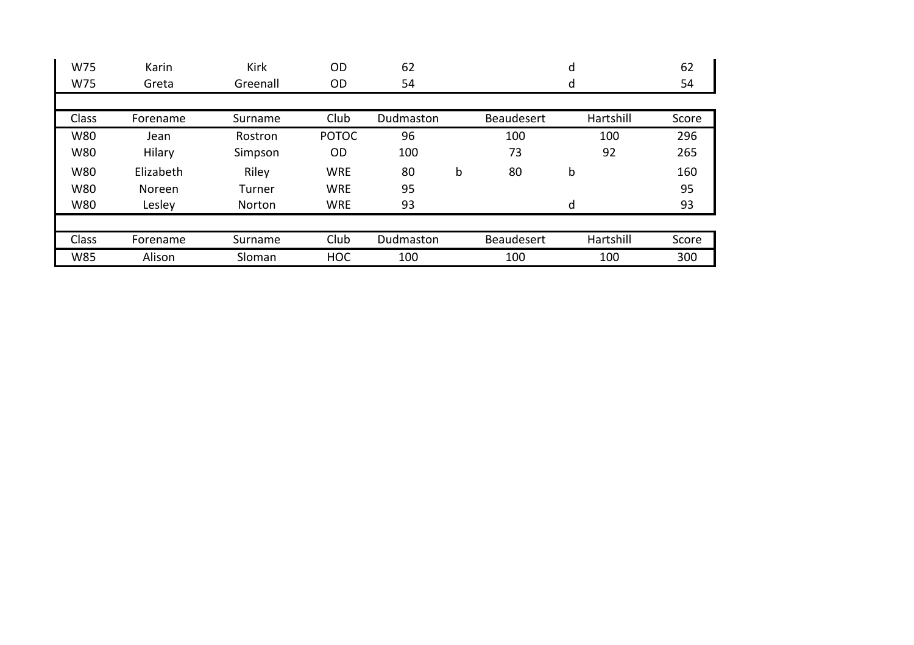| | | | | | | | | | |
|---|---|---|---|---|---|---|---|---|---|
| W75 | Karin | Kirk | OD | 62 | | | d | | 62 |
| W75 | Greta | Greenall | OD | 54 | | | d | | 54 |

| Class | Forename | Surname | Club | Dudmaston | | Beaudesert | | Hartshill | Score |
|---|---|---|---|---|---|---|---|---|---|
| W80 | Jean | Rostron | POTOC | 96 | | 100 | | 100 | 296 |
| W80 | Hilary | Simpson | OD | 100 | | 73 | | 92 | 265 |
| W80 | Elizabeth | Riley | WRE | 80 | b | 80 | b | | 160 |
| W80 | Noreen | Turner | WRE | 95 | | | | | 95 |
| W80 | Lesley | Norton | WRE | 93 | | | d | | 93 |

| Class | Forename | Surname | Club | Dudmaston | | Beaudesert | | Hartshill | Score |
|---|---|---|---|---|---|---|---|---|---|
| W85 | Alison | Sloman | HOC | 100 | | 100 | | 100 | 300 |